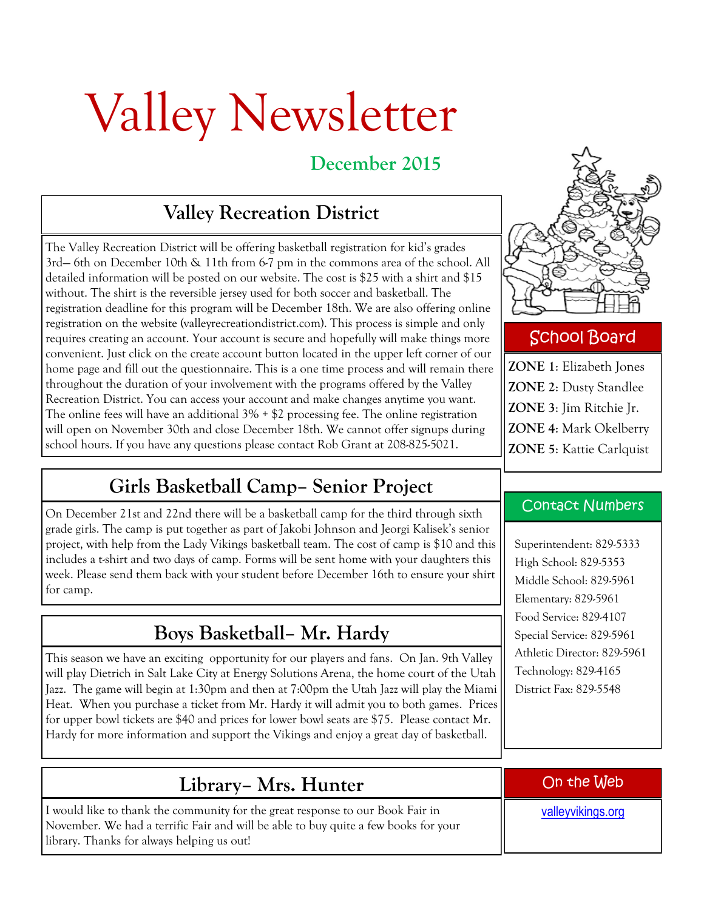# Valley Newsletter

**December 2015**

## Valley Recreation District

The Valley Recreation District will be offering basketball registration for kid's grades 3rd— 6th on December 10th & 11th from 6-7 pm in the commons area of the school. All detailed information will be posted on our website. The cost is $25 with a shirt and $15 without. The shirt is the reversible jersey used for both soccer and basketball. The registration deadline for this program will be December 18th. We are also offering online registration on the website (valleyrecreationdistrict.com). This process is simple and only requires creating an account. Your account is secure and hopefully will make things more convenient. Just click on the create account button located in the upper left corner of our home page and fill out the questionnaire. This is a one time process and will remain there throughout the duration of your involvement with the programs offered by the Valley Recreation District. You can access your account and make changes anytime you want. The online fees will have an additional 3% + $2 processing fee. The online registration will open on November 30th and close December 18th. We cannot offer signups during school hours. If you have any questions please contact Rob Grant at 208-825-5021.

## Girls Basketball Camp– Senior Project

On December 21st and 22nd there will be a basketball camp for the third through sixth grade girls. The camp is put together as part of Jakobi Johnson and Jeorgi Kalisek's senior project, with help from the Lady Vikings basketball team. The cost of camp is $10 and this includes a t-shirt and two days of camp. Forms will be sent home with your daughters this week. Please send them back with your student before December 16th to ensure your shirt for camp.

## Boys Basketball– Mr. Hardy

This season we have an exciting opportunity for our players and fans. On Jan. 9th Valley will play Dietrich in Salt Lake City at Energy Solutions Arena, the home court of the Utah Jazz. The game will begin at 1:30pm and then at 7:00pm the Utah Jazz will play the Miami Heat. When you purchase a ticket from Mr. Hardy it will admit you to both games. Prices for upper bowl tickets are $40 and prices for lower bowl seats are $75. Please contact Mr. Hardy for more information and support the Vikings and enjoy a great day of basketball.

## Library– Mrs. Hunter

I would like to thank the community for the great response to our Book Fair in November. We had a terrific Fair and will be able to buy quite a few books for your library. Thanks for always helping us out!

## School Board

**ZONE 1**: Elizabeth Jones
**ZONE 2**: Dusty Standlee
**ZONE 3**: Jim Ritchie Jr.
**ZONE 4**: Mark Okelberry
**ZONE 5**: Kattie Carlquist

## Contact Numbers

Superintendent: 829-5333
High School: 829-5353
Middle School: 829-5961
Elementary: 829-5961
Food Service: 829-4107
Special Service: 829-5961
Athletic Director: 829-5961
Technology: 829-4165
District Fax: 829-5548

## On the Web

valleyvikings.org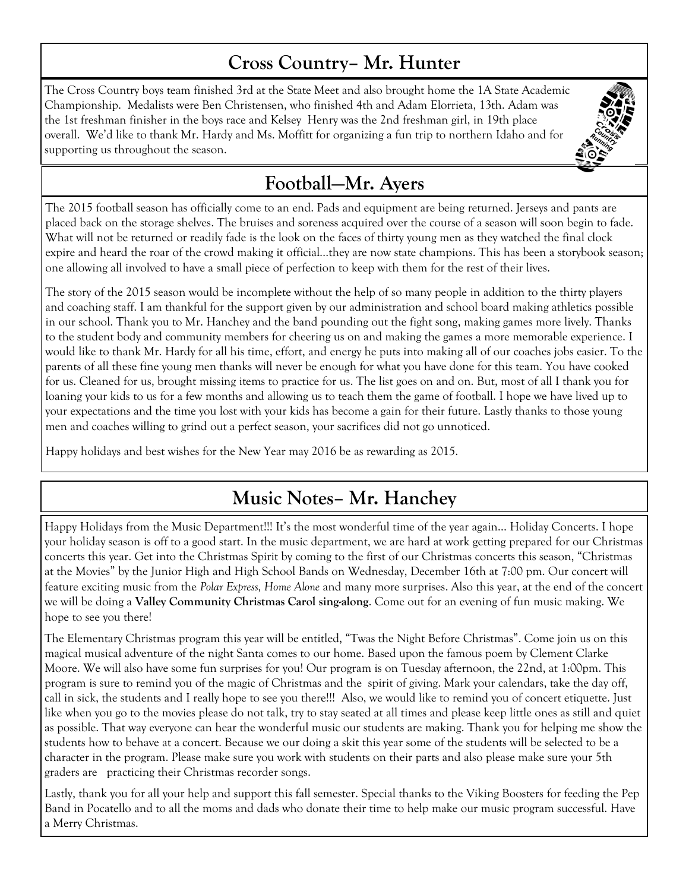## Cross Country– Mr. Hunter

The Cross Country boys team finished 3rd at the State Meet and also brought home the 1A State Academic Championship. Medalists were Ben Christensen, who finished 4th and Adam Elorrieta, 13th. Adam was the 1st freshman finisher in the boys race and Kelsey Henry was the 2nd freshman girl, in 19th place overall. We'd like to thank Mr. Hardy and Ms. Moffitt for organizing a fun trip to northern Idaho and for supporting us throughout the season.

## Football—Mr. Ayers

The 2015 football season has officially come to an end. Pads and equipment are being returned. Jerseys and pants are placed back on the storage shelves. The bruises and soreness acquired over the course of a season will soon begin to fade. What will not be returned or readily fade is the look on the faces of thirty young men as they watched the final clock expire and heard the roar of the crowd making it official…they are now state champions. This has been a storybook season; one allowing all involved to have a small piece of perfection to keep with them for the rest of their lives.

The story of the 2015 season would be incomplete without the help of so many people in addition to the thirty players and coaching staff. I am thankful for the support given by our administration and school board making athletics possible in our school. Thank you to Mr. Hanchey and the band pounding out the fight song, making games more lively. Thanks to the student body and community members for cheering us on and making the games a more memorable experience. I would like to thank Mr. Hardy for all his time, effort, and energy he puts into making all of our coaches jobs easier. To the parents of all these fine young men thanks will never be enough for what you have done for this team. You have cooked for us. Cleaned for us, brought missing items to practice for us. The list goes on and on. But, most of all I thank you for loaning your kids to us for a few months and allowing us to teach them the game of football. I hope we have lived up to your expectations and the time you lost with your kids has become a gain for their future. Lastly thanks to those young men and coaches willing to grind out a perfect season, your sacrifices did not go unnoticed.

Happy holidays and best wishes for the New Year may 2016 be as rewarding as 2015.

## Music Notes– Mr. Hanchey

Happy Holidays from the Music Department!!! It's the most wonderful time of the year again… Holiday Concerts. I hope your holiday season is off to a good start. In the music department, we are hard at work getting prepared for our Christmas concerts this year. Get into the Christmas Spirit by coming to the first of our Christmas concerts this season, "Christmas at the Movies" by the Junior High and High School Bands on Wednesday, December 16th at 7:00 pm. Our concert will feature exciting music from the *Polar Express, Home Alone* and many more surprises. Also this year, at the end of the concert we will be doing a **Valley Community Christmas Carol sing-along**. Come out for an evening of fun music making. We hope to see you there!

The Elementary Christmas program this year will be entitled, "Twas the Night Before Christmas". Come join us on this magical musical adventure of the night Santa comes to our home. Based upon the famous poem by Clement Clarke Moore. We will also have some fun surprises for you! Our program is on Tuesday afternoon, the 22nd, at 1:00pm. This program is sure to remind you of the magic of Christmas and the spirit of giving. Mark your calendars, take the day off, call in sick, the students and I really hope to see you there!!! Also, we would like to remind you of concert etiquette. Just like when you go to the movies please do not talk, try to stay seated at all times and please keep little ones as still and quiet as possible. That way everyone can hear the wonderful music our students are making. Thank you for helping me show the students how to behave at a concert. Because we our doing a skit this year some of the students will be selected to be a character in the program. Please make sure you work with students on their parts and also please make sure your 5th graders are practicing their Christmas recorder songs.

Lastly, thank you for all your help and support this fall semester. Special thanks to the Viking Boosters for feeding the Pep Band in Pocatello and to all the moms and dads who donate their time to help make our music program successful. Have a Merry Christmas.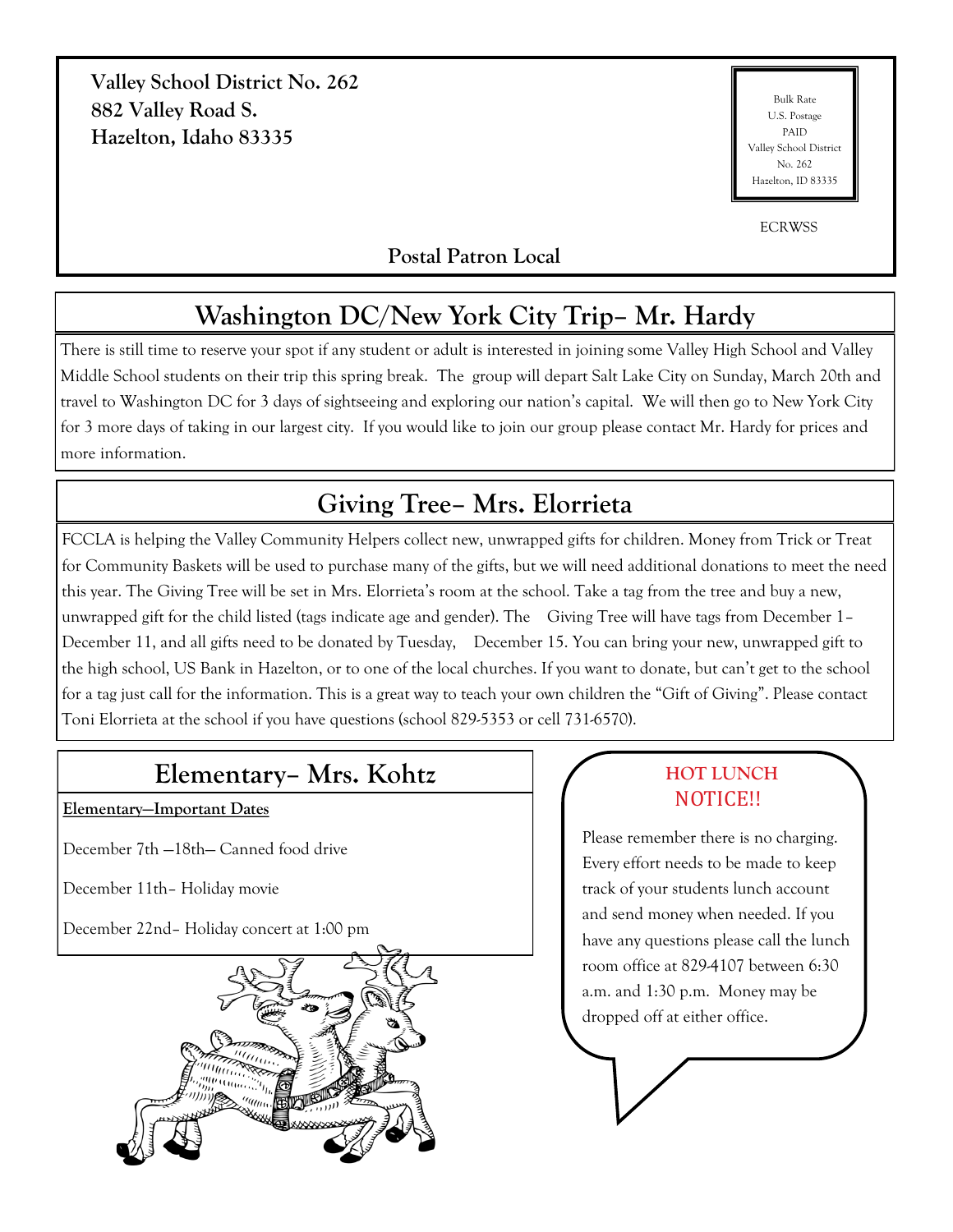**Valley School District No. 262**
**882 Valley Road S.**
**Hazelton, Idaho 83335**

Bulk Rate
U.S. Postage
PAID
Valley School District
No. 262
Hazelton, ID 83335

ECRWSS

**Postal Patron Local**

## Washington DC/New York City Trip– Mr. Hardy

There is still time to reserve your spot if any student or adult is interested in joining some Valley High School and Valley Middle School students on their trip this spring break. The group will depart Salt Lake City on Sunday, March 20th and travel to Washington DC for 3 days of sightseeing and exploring our nation's capital. We will then go to New York City for 3 more days of taking in our largest city. If you would like to join our group please contact Mr. Hardy for prices and more information.

## Giving Tree– Mrs. Elorrieta

FCCLA is helping the Valley Community Helpers collect new, unwrapped gifts for children. Money from Trick or Treat for Community Baskets will be used to purchase many of the gifts, but we will need additional donations to meet the need this year. The Giving Tree will be set in Mrs. Elorrieta's room at the school. Take a tag from the tree and buy a new, unwrapped gift for the child listed (tags indicate age and gender). The Giving Tree will have tags from December 1– December 11, and all gifts need to be donated by Tuesday, December 15. You can bring your new, unwrapped gift to the high school, US Bank in Hazelton, or to one of the local churches. If you want to donate, but can't get to the school for a tag just call for the information. This is a great way to teach your own children the "Gift of Giving". Please contact Toni Elorrieta at the school if you have questions (school 829-5353 or cell 731-6570).

## Elementary– Mrs. Kohtz

**Elementary—Important Dates**

December 7th —18th— Canned food drive

December 11th– Holiday movie

December 22nd– Holiday concert at 1:00 pm

### HOT LUNCH NOTICE!!

Please remember there is no charging. Every effort needs to be made to keep track of your students lunch account and send money when needed. If you have any questions please call the lunch room office at 829-4107 between 6:30 a.m. and 1:30 p.m. Money may be dropped off at either office.